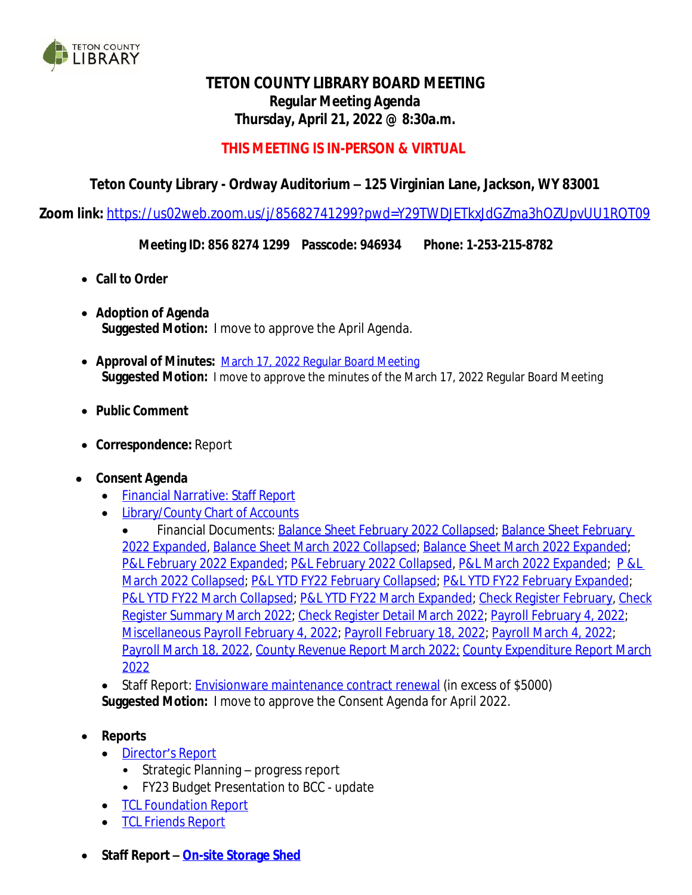# TETON COUNTY LIBRARY BOARD MEETING

## Regular Meeting Agenda

## Thursday, April 21, 2022 @ 8:30a.m.

**THIS MEETING IS IN-PERSON & VIRTUAL**

**Teton County Library - Ordway Auditorium – 125 Virginian Lane, Jackson, WY 83001**

**Zoom link:** https://us02web.zoom.us/j/85682741299?pwd=Y29TWDJETkxJdGZma3hOZUpvUU1RQT09

**Meeting ID: 856 8274 1299 Passcode: 946934 Phone: 1-253-215-8782**

- **Call to Order**
- **Adoption of Agenda**
  **Suggested Motion:** I move to approve the April Agenda.
- **Approval of Minutes:** March 17, 2022 Regular Board Meeting
  **Suggested Motion:** I move to approve the minutes of the March 17, 2022 Regular Board Meeting
- **Public Comment**
- **Correspondence:** Report
- **Consent Agenda**
  - Financial Narrative: Staff Report
  - Library/County Chart of Accounts
    - Financial Documents: Balance Sheet February 2022 Collapsed; Balance Sheet February 2022 Expanded, Balance Sheet March 2022 Collapsed; Balance Sheet March 2022 Expanded; P&L February 2022 Expanded; P&L February 2022 Collapsed, P&L March 2022 Expanded; P&L March 2022 Collapsed; P&L YTD FY22 February Collapsed; P&L YTD FY22 February Expanded; P&L YTD FY22 March Collapsed; P&L YTD FY22 March Expanded; Check Register February, Check Register Summary March 2022; Check Register Detail March 2022; Payroll February 4, 2022; Miscellaneous Payroll February 4, 2022; Payroll February 18, 2022; Payroll March 4, 2022; Payroll March 18, 2022, County Revenue Report March 2022; County Expenditure Report March 2022
  - Staff Report: Envisionware maintenance contract renewal (in excess of $5000)

  **Suggested Motion:** I move to approve the Consent Agenda for April 2022.
- **Reports**
  - Director's Report
    - Strategic Planning – progress report
    - FY23 Budget Presentation to BCC - update
  - TCL Foundation Report
  - TCL Friends Report
- **Staff Report – On-site Storage Shed**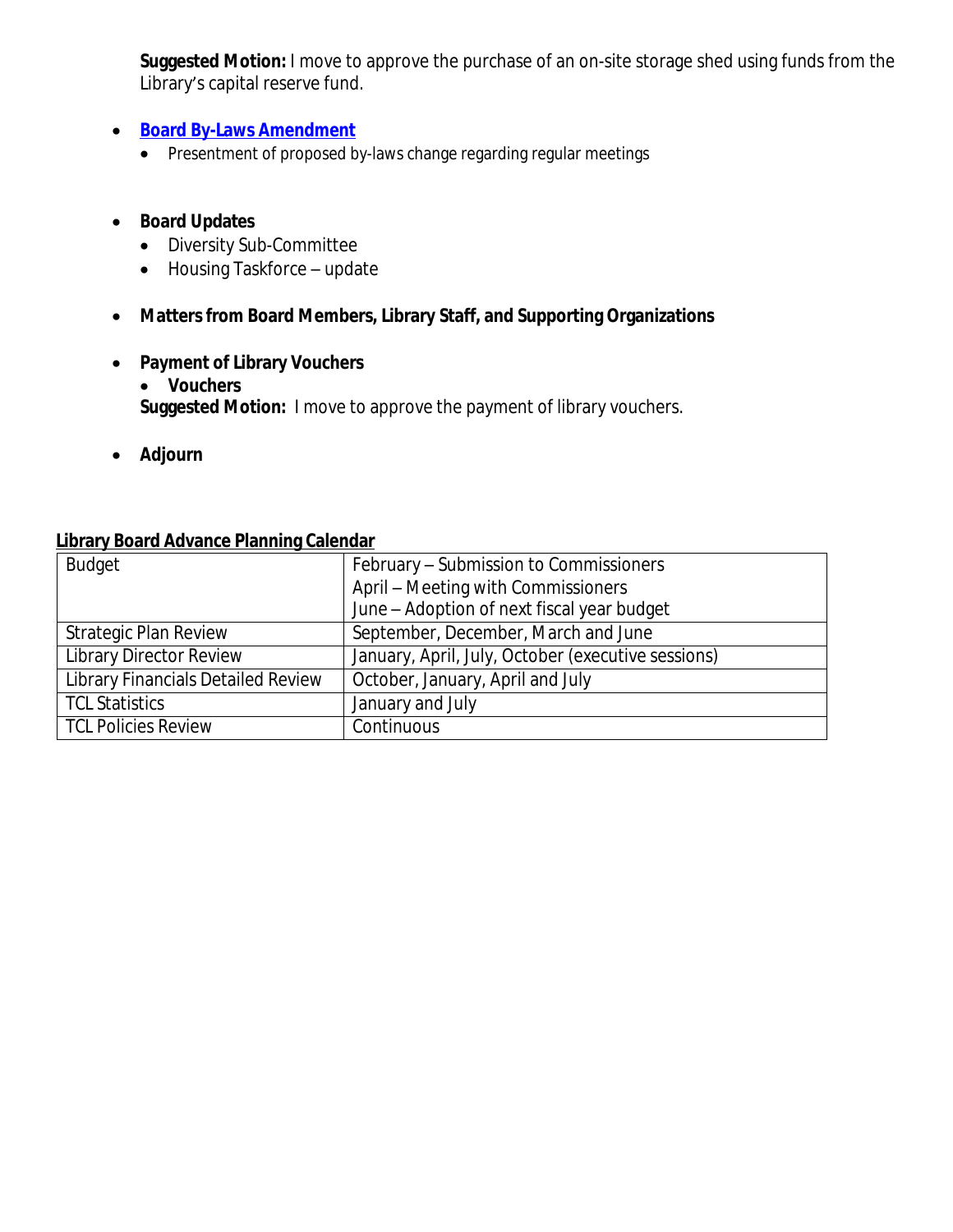**Suggested Motion:** I move to approve the purchase of an on-site storage shed using funds from the Library's capital reserve fund.

- **Board By-Laws Amendment**
  - Presentment of proposed by-laws change regarding regular meetings

- **Board Updates**
  - Diversity Sub-Committee
  - Housing Taskforce – update

- **Matters from Board Members, Library Staff, and Supporting Organizations**

- **Payment of Library Vouchers**
  - **Vouchers**

  **Suggested Motion:** I move to approve the payment of library vouchers.

- **Adjourn**

**Library Board Advance Planning Calendar**

| | |
|---|---|
| Budget | February – Submission to Commissioners<br>April – Meeting with Commissioners<br>June – Adoption of next fiscal year budget |
| Strategic Plan Review | September, December, March and June |
| Library Director Review | January, April, July, October (executive sessions) |
| Library Financials Detailed Review | October, January, April and July |
| TCL Statistics | January and July |
| TCL Policies Review | Continuous |